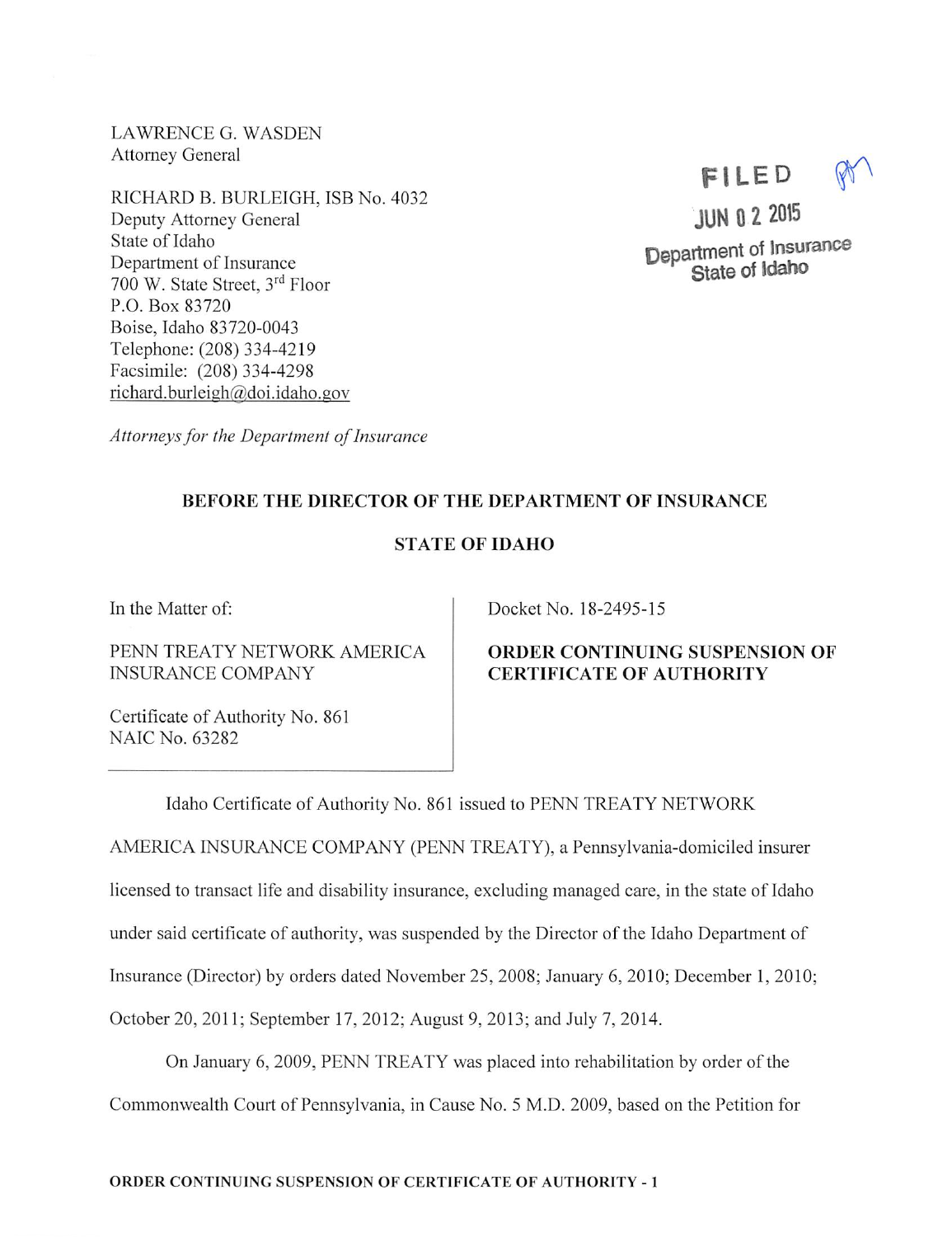LAWRENCE G. WASDEN
Attorney General

RICHARD B. BURLEIGH, ISB No. 4032
Deputy Attorney General
State of Idaho
Department of Insurance
700 W. State Street, 3rd Floor
P.O. Box 83720
Boise, Idaho 83720-0043
Telephone: (208) 334-4219
Facsimile: (208) 334-4298
richard.burleigh@doi.idaho.gov

FILED
JUN 02 2015
Department of Insurance
State of Idaho

*Attorneys for the Department of Insurance*

**BEFORE THE DIRECTOR OF THE DEPARTMENT OF INSURANCE**

**STATE OF IDAHO**

In the Matter of:

PENN TREATY NETWORK AMERICA INSURANCE COMPANY

Certificate of Authority No. 861
NAIC No. 63282

Docket No. 18-2495-15

**ORDER CONTINUING SUSPENSION OF CERTIFICATE OF AUTHORITY**

Idaho Certificate of Authority No. 861 issued to PENN TREATY NETWORK AMERICA INSURANCE COMPANY (PENN TREATY), a Pennsylvania-domiciled insurer licensed to transact life and disability insurance, excluding managed care, in the state of Idaho under said certificate of authority, was suspended by the Director of the Idaho Department of Insurance (Director) by orders dated November 25, 2008; January 6, 2010; December 1, 2010; October 20, 2011; September 17, 2012; August 9, 2013; and July 7, 2014.

On January 6, 2009, PENN TREATY was placed into rehabilitation by order of the Commonwealth Court of Pennsylvania, in Cause No. 5 M.D. 2009, based on the Petition for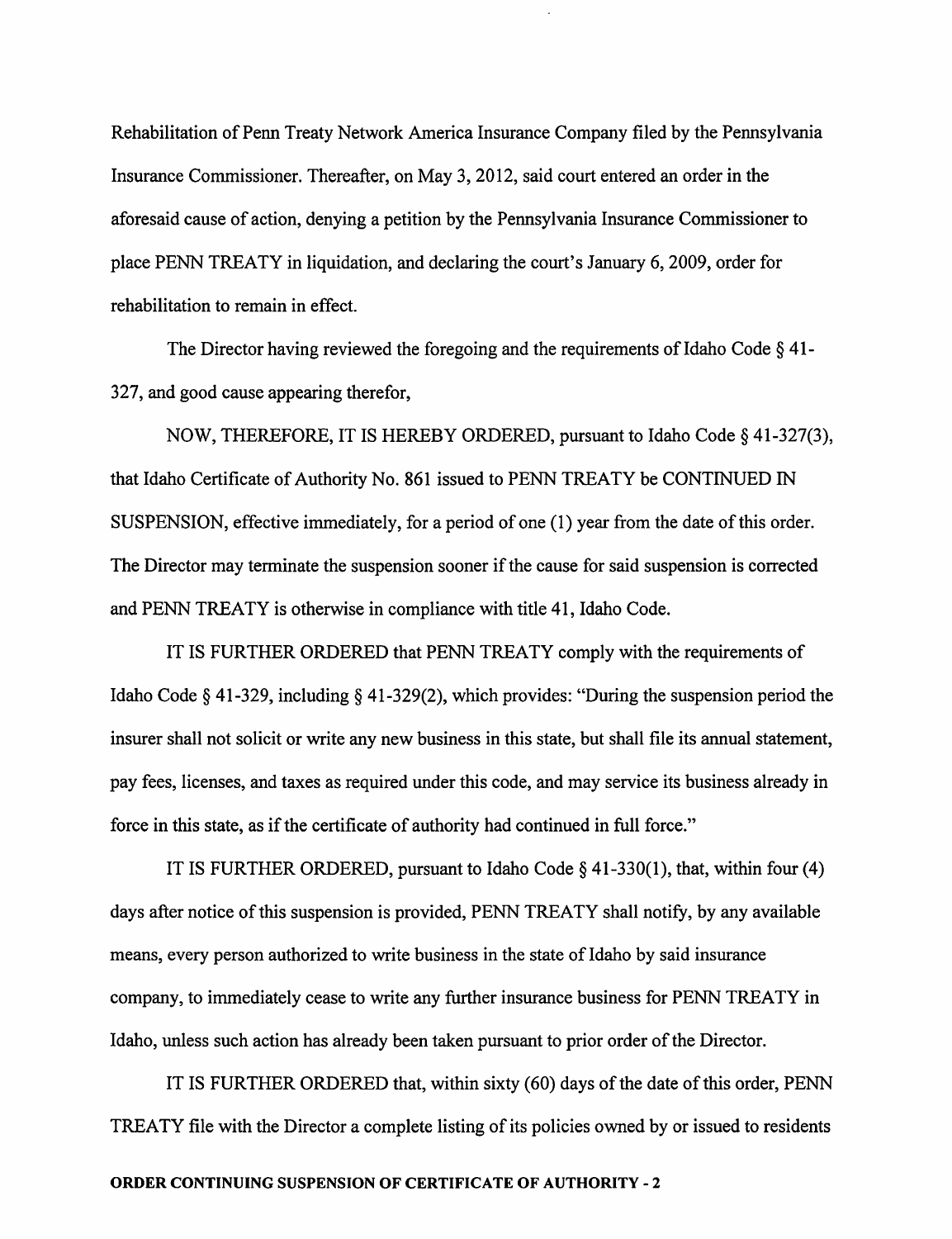Rehabilitation of Penn Treaty Network America Insurance Company filed by the Pennsylvania Insurance Commissioner. Thereafter, on May 3, 2012, said court entered an order in the aforesaid cause of action, denying a petition by the Pennsylvania Insurance Commissioner to place PENN TREATY in liquidation, and declaring the court's January 6, 2009, order for rehabilitation to remain in effect.

The Director having reviewed the foregoing and the requirements of Idaho Code § 41-327, and good cause appearing therefor,

NOW, THEREFORE, IT IS HEREBY ORDERED, pursuant to Idaho Code § 41-327(3), that Idaho Certificate of Authority No. 861 issued to PENN TREATY be CONTINUED IN SUSPENSION, effective immediately, for a period of one (1) year from the date of this order. The Director may terminate the suspension sooner if the cause for said suspension is corrected and PENN TREATY is otherwise in compliance with title 41, Idaho Code.

IT IS FURTHER ORDERED that PENN TREATY comply with the requirements of Idaho Code § 41-329, including § 41-329(2), which provides: "During the suspension period the insurer shall not solicit or write any new business in this state, but shall file its annual statement, pay fees, licenses, and taxes as required under this code, and may service its business already in force in this state, as if the certificate of authority had continued in full force."

IT IS FURTHER ORDERED, pursuant to Idaho Code § 41-330(1), that, within four (4) days after notice of this suspension is provided, PENN TREATY shall notify, by any available means, every person authorized to write business in the state of Idaho by said insurance company, to immediately cease to write any further insurance business for PENN TREATY in Idaho, unless such action has already been taken pursuant to prior order of the Director.

IT IS FURTHER ORDERED that, within sixty (60) days of the date of this order, PENN TREATY file with the Director a complete listing of its policies owned by or issued to residents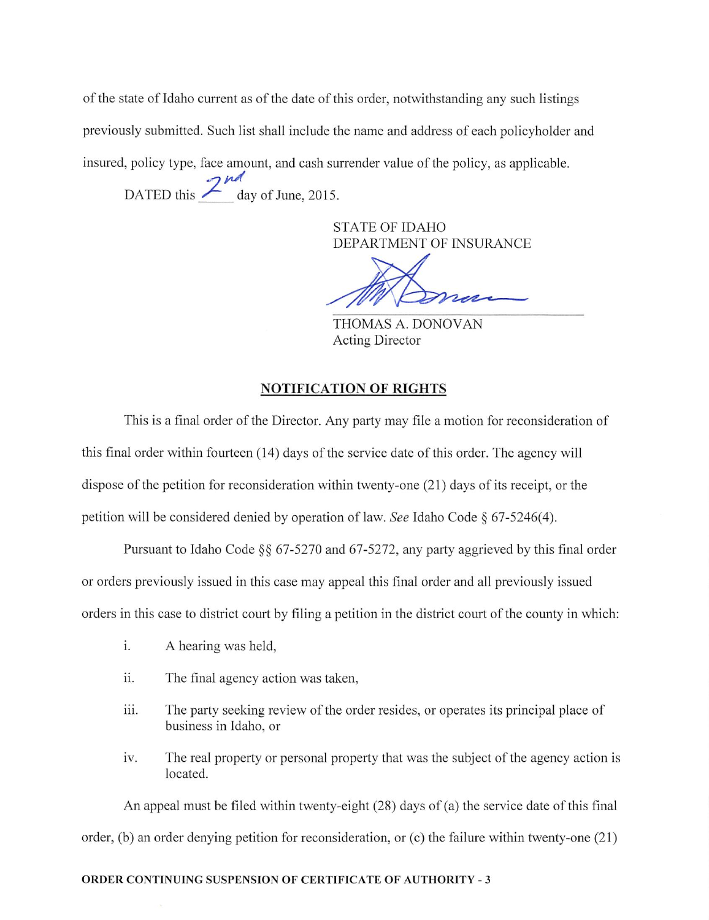of the state of Idaho current as of the date of this order, notwithstanding any such listings previously submitted. Such list shall include the name and address of each policyholder and insured, policy type, face amount, and cash surrender value of the policy, as applicable.

DATED this 2nd day of June, 2015.

STATE OF IDAHO
DEPARTMENT OF INSURANCE

THOMAS A. DONOVAN
Acting Director

## NOTIFICATION OF RIGHTS

This is a final order of the Director. Any party may file a motion for reconsideration of this final order within fourteen (14) days of the service date of this order. The agency will dispose of the petition for reconsideration within twenty-one (21) days of its receipt, or the petition will be considered denied by operation of law. *See* Idaho Code § 67-5246(4).

Pursuant to Idaho Code §§ 67-5270 and 67-5272, any party aggrieved by this final order or orders previously issued in this case may appeal this final order and all previously issued orders in this case to district court by filing a petition in the district court of the county in which:

i. A hearing was held,

ii. The final agency action was taken,

iii. The party seeking review of the order resides, or operates its principal place of business in Idaho, or

iv. The real property or personal property that was the subject of the agency action is located.

An appeal must be filed within twenty-eight (28) days of (a) the service date of this final order, (b) an order denying petition for reconsideration, or (c) the failure within twenty-one (21)

**ORDER CONTINUING SUSPENSION OF CERTIFICATE OF AUTHORITY - 3**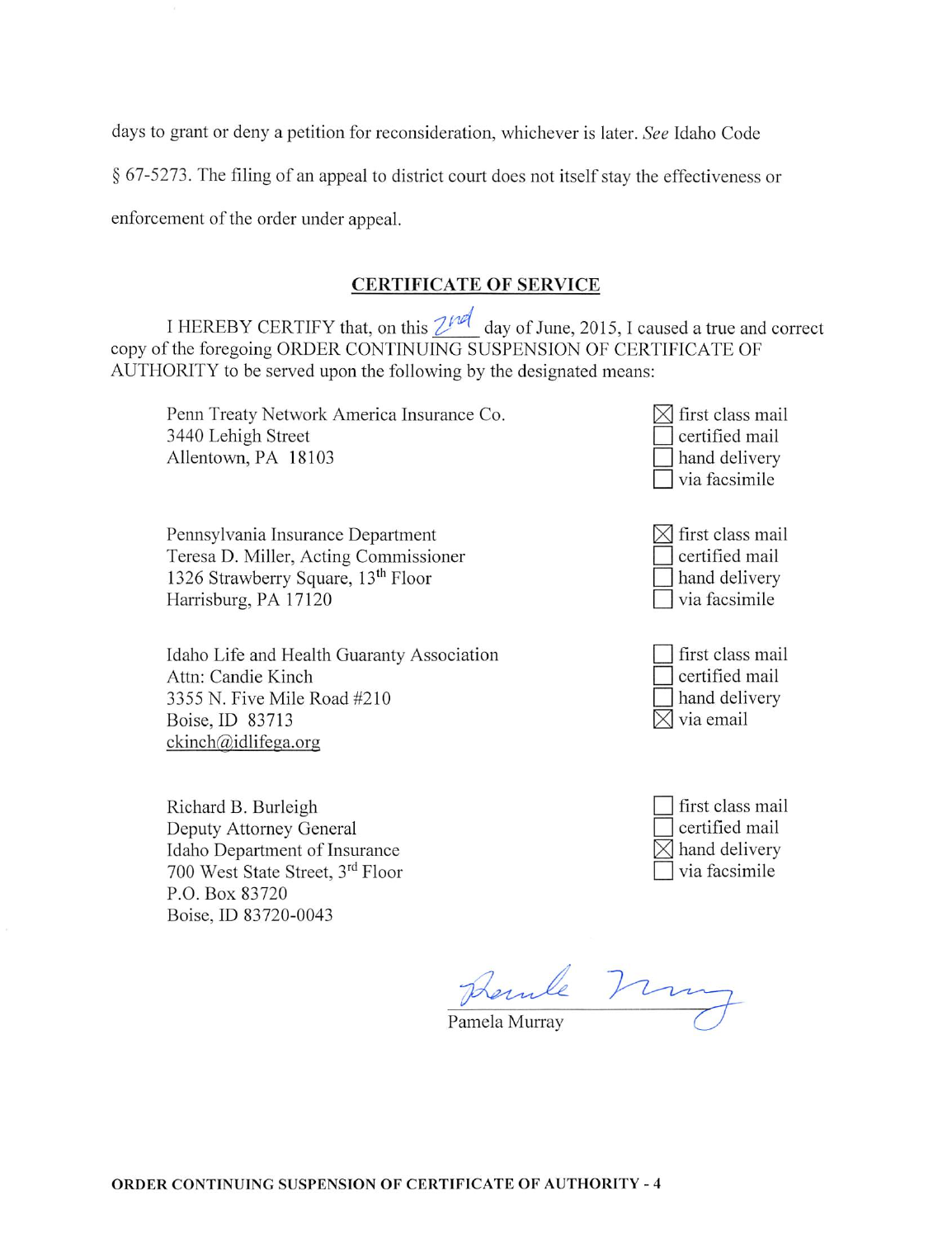days to grant or deny a petition for reconsideration, whichever is later. *See* Idaho Code § 67-5273. The filing of an appeal to district court does not itself stay the effectiveness or enforcement of the order under appeal.

## CERTIFICATE OF SERVICE

I HEREBY CERTIFY that, on this 2nd day of June, 2015, I caused a true and correct copy of the foregoing ORDER CONTINUING SUSPENSION OF CERTIFICATE OF AUTHORITY to be served upon the following by the designated means:

| | |
|---|---|
| Penn Treaty Network America Insurance Co.<br>3440 Lehigh Street<br>Allentown, PA 18103 | ☒ first class mail<br>☐ certified mail<br>☐ hand delivery<br>☐ via facsimile |
| Pennsylvania Insurance Department<br>Teresa D. Miller, Acting Commissioner<br>1326 Strawberry Square, 13th Floor<br>Harrisburg, PA 17120 | ☒ first class mail<br>☐ certified mail<br>☐ hand delivery<br>☐ via facsimile |
| Idaho Life and Health Guaranty Association<br>Attn: Candie Kinch<br>3355 N. Five Mile Road #210<br>Boise, ID 83713<br>ckinch@idlifega.org | ☐ first class mail<br>☐ certified mail<br>☐ hand delivery<br>☒ via email |
| Richard B. Burleigh<br>Deputy Attorney General<br>Idaho Department of Insurance<br>700 West State Street, 3rd Floor<br>P.O. Box 83720<br>Boise, ID 83720-0043 | ☐ first class mail<br>☐ certified mail<br>☒ hand delivery<br>☐ via facsimile |

Pamela Murray